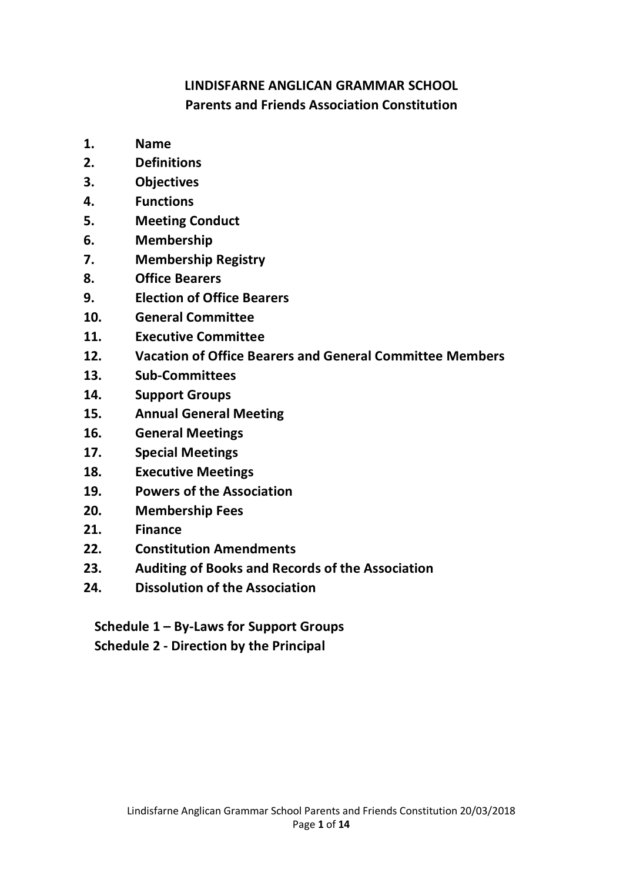# LINDISFARNE ANGLICAN GRAMMAR SCHOOL

## Parents and Friends Association Constitution

1. **Name**
2. **Definitions**
3. **Objectives**
4. **Functions**
5. **Meeting Conduct**
6. **Membership**
7. **Membership Registry**
8. **Office Bearers**
9. **Election of Office Bearers**
10. **General Committee**
11. **Executive Committee**
12. **Vacation of Office Bearers and General Committee Members**
13. **Sub-Committees**
14. **Support Groups**
15. **Annual General Meeting**
16. **General Meetings**
17. **Special Meetings**
18. **Executive Meetings**
19. **Powers of the Association**
20. **Membership Fees**
21. **Finance**
22. **Constitution Amendments**
23. **Auditing of Books and Records of the Association**
24. **Dissolution of the Association**

**Schedule 1 – By-Laws for Support Groups**

**Schedule 2 - Direction by the Principal**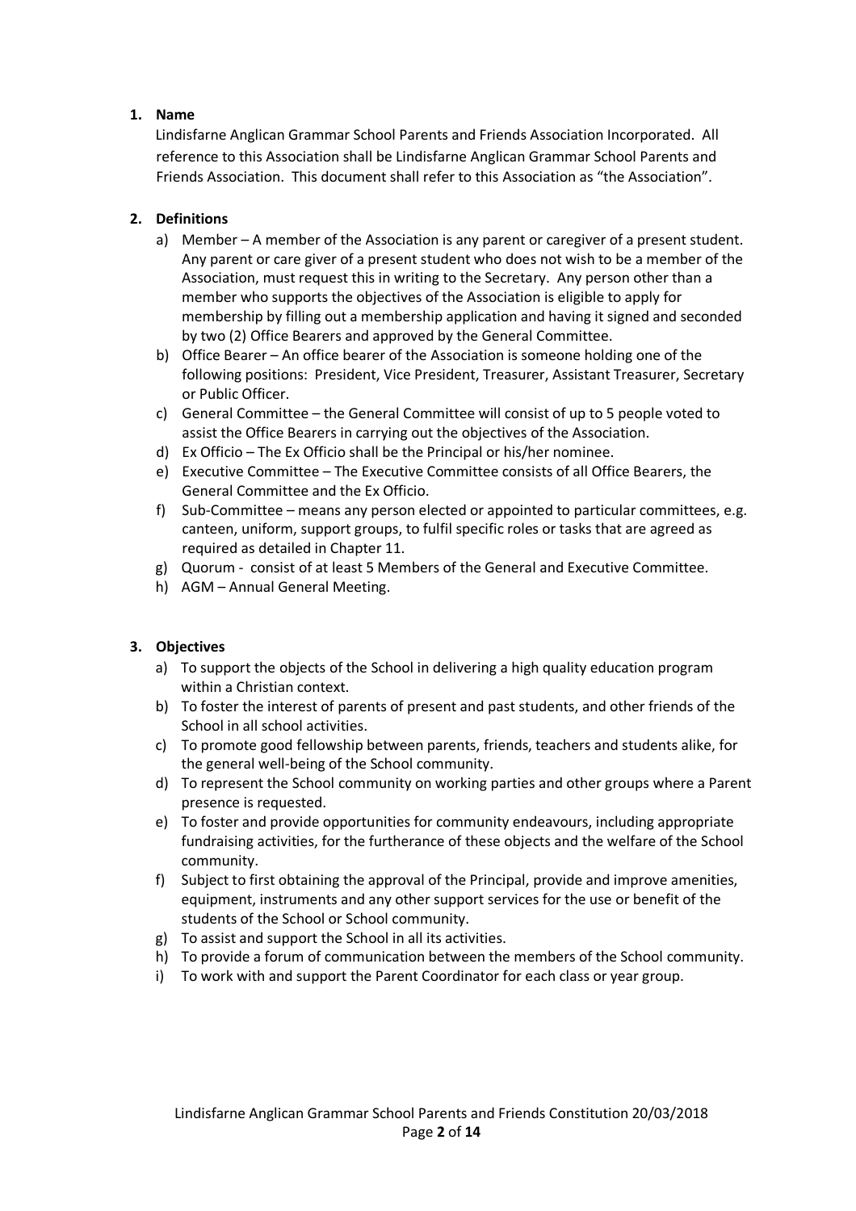1. **Name**

   Lindisfarne Anglican Grammar School Parents and Friends Association Incorporated. All reference to this Association shall be Lindisfarne Anglican Grammar School Parents and Friends Association. This document shall refer to this Association as "the Association".

2. **Definitions**

   a) Member – A member of the Association is any parent or caregiver of a present student. Any parent or care giver of a present student who does not wish to be a member of the Association, must request this in writing to the Secretary. Any person other than a member who supports the objectives of the Association is eligible to apply for membership by filling out a membership application and having it signed and seconded by two (2) Office Bearers and approved by the General Committee.
   b) Office Bearer – An office bearer of the Association is someone holding one of the following positions: President, Vice President, Treasurer, Assistant Treasurer, Secretary or Public Officer.
   c) General Committee – the General Committee will consist of up to 5 people voted to assist the Office Bearers in carrying out the objectives of the Association.
   d) Ex Officio – The Ex Officio shall be the Principal or his/her nominee.
   e) Executive Committee – The Executive Committee consists of all Office Bearers, the General Committee and the Ex Officio.
   f) Sub-Committee – means any person elected or appointed to particular committees, e.g. canteen, uniform, support groups, to fulfil specific roles or tasks that are agreed as required as detailed in Chapter 11.
   g) Quorum - consist of at least 5 Members of the General and Executive Committee.
   h) AGM – Annual General Meeting.

3. **Objectives**

   a) To support the objects of the School in delivering a high quality education program within a Christian context.
   b) To foster the interest of parents of present and past students, and other friends of the School in all school activities.
   c) To promote good fellowship between parents, friends, teachers and students alike, for the general well-being of the School community.
   d) To represent the School community on working parties and other groups where a Parent presence is requested.
   e) To foster and provide opportunities for community endeavours, including appropriate fundraising activities, for the furtherance of these objects and the welfare of the School community.
   f) Subject to first obtaining the approval of the Principal, provide and improve amenities, equipment, instruments and any other support services for the use or benefit of the students of the School or School community.
   g) To assist and support the School in all its activities.
   h) To provide a forum of communication between the members of the School community.
   i) To work with and support the Parent Coordinator for each class or year group.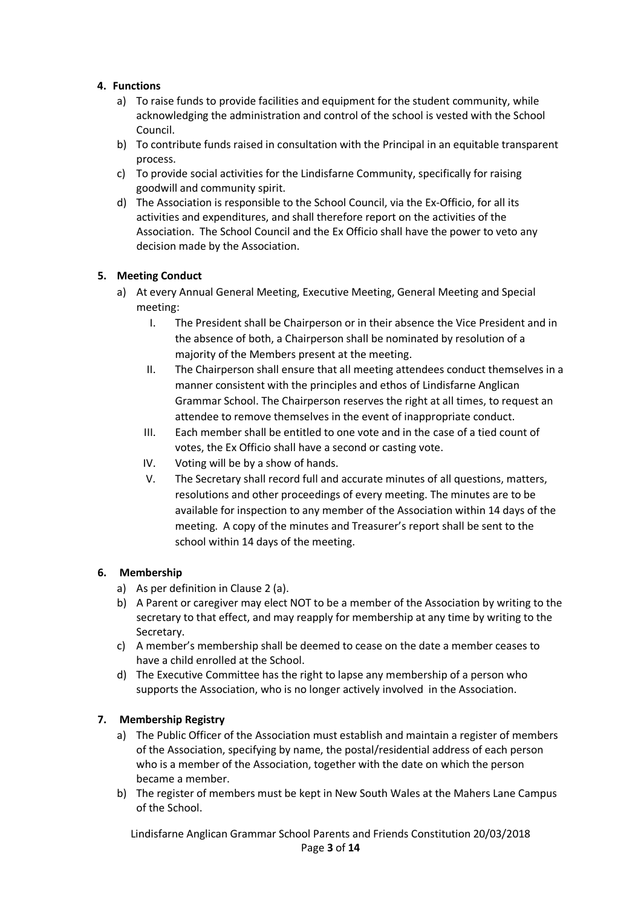**4. Functions**

a) To raise funds to provide facilities and equipment for the student community, while acknowledging the administration and control of the school is vested with the School Council.

b) To contribute funds raised in consultation with the Principal in an equitable transparent process.

c) To provide social activities for the Lindisfarne Community, specifically for raising goodwill and community spirit.

d) The Association is responsible to the School Council, via the Ex-Officio, for all its activities and expenditures, and shall therefore report on the activities of the Association. The School Council and the Ex Officio shall have the power to veto any decision made by the Association.

**5. Meeting Conduct**

a) At every Annual General Meeting, Executive Meeting, General Meeting and Special meeting:

I. The President shall be Chairperson or in their absence the Vice President and in the absence of both, a Chairperson shall be nominated by resolution of a majority of the Members present at the meeting.

II. The Chairperson shall ensure that all meeting attendees conduct themselves in a manner consistent with the principles and ethos of Lindisfarne Anglican Grammar School. The Chairperson reserves the right at all times, to request an attendee to remove themselves in the event of inappropriate conduct.

III. Each member shall be entitled to one vote and in the case of a tied count of votes, the Ex Officio shall have a second or casting vote.

IV. Voting will be by a show of hands.

V. The Secretary shall record full and accurate minutes of all questions, matters, resolutions and other proceedings of every meeting. The minutes are to be available for inspection to any member of the Association within 14 days of the meeting. A copy of the minutes and Treasurer's report shall be sent to the school within 14 days of the meeting.

**6. Membership**

a) As per definition in Clause 2 (a).

b) A Parent or caregiver may elect NOT to be a member of the Association by writing to the secretary to that effect, and may reapply for membership at any time by writing to the Secretary.

c) A member's membership shall be deemed to cease on the date a member ceases to have a child enrolled at the School.

d) The Executive Committee has the right to lapse any membership of a person who supports the Association, who is no longer actively involved in the Association.

**7. Membership Registry**

a) The Public Officer of the Association must establish and maintain a register of members of the Association, specifying by name, the postal/residential address of each person who is a member of the Association, together with the date on which the person became a member.

b) The register of members must be kept in New South Wales at the Mahers Lane Campus of the School.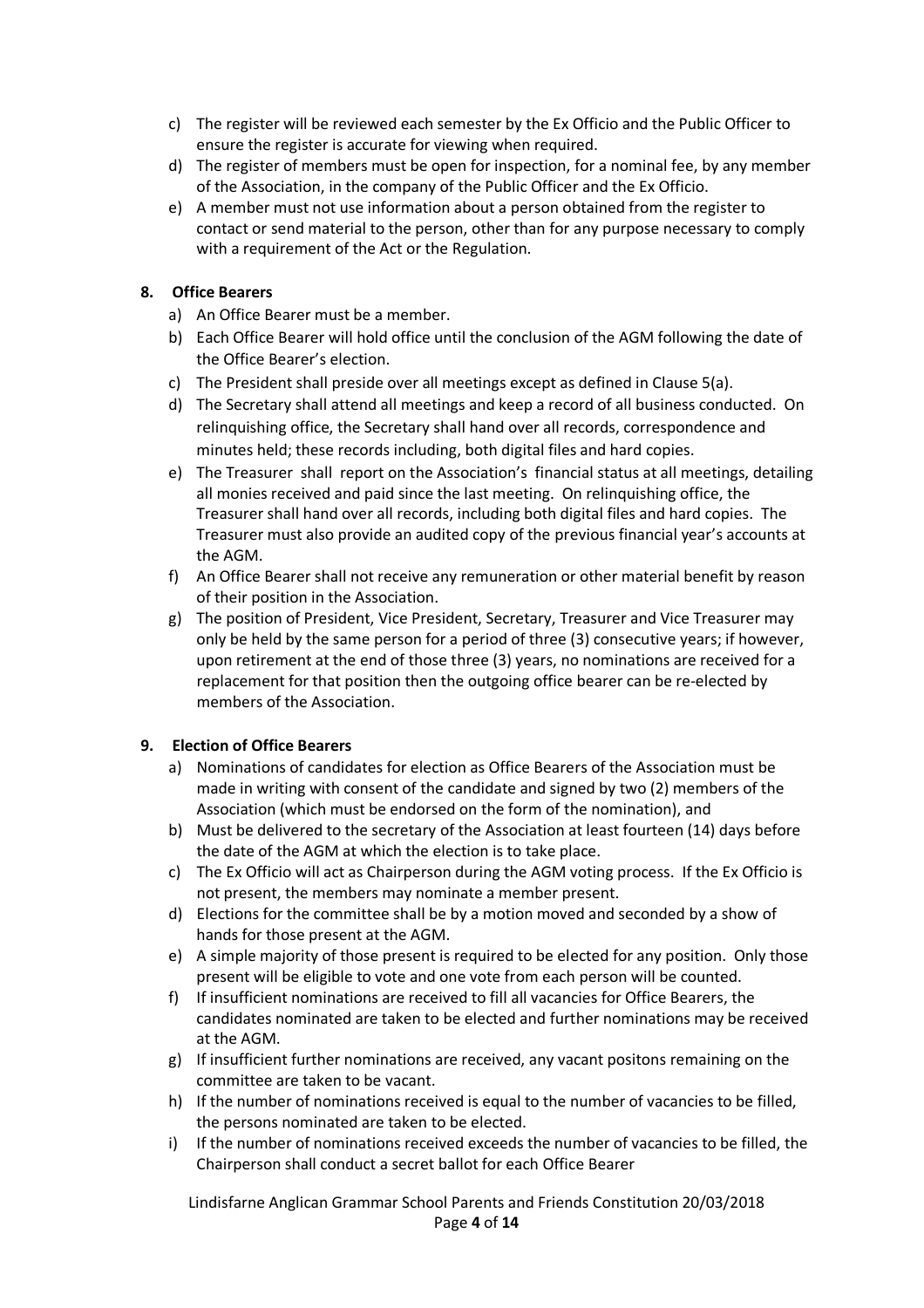c) The register will be reviewed each semester by the Ex Officio and the Public Officer to ensure the register is accurate for viewing when required.
d) The register of members must be open for inspection, for a nominal fee, by any member of the Association, in the company of the Public Officer and the Ex Officio.
e) A member must not use information about a person obtained from the register to contact or send material to the person, other than for any purpose necessary to comply with a requirement of the Act or the Regulation.

**8. Office Bearers**

a) An Office Bearer must be a member.
b) Each Office Bearer will hold office until the conclusion of the AGM following the date of the Office Bearer's election.
c) The President shall preside over all meetings except as defined in Clause 5(a).
d) The Secretary shall attend all meetings and keep a record of all business conducted. On relinquishing office, the Secretary shall hand over all records, correspondence and minutes held; these records including, both digital files and hard copies.
e) The Treasurer shall report on the Association's financial status at all meetings, detailing all monies received and paid since the last meeting. On relinquishing office, the Treasurer shall hand over all records, including both digital files and hard copies. The Treasurer must also provide an audited copy of the previous financial year's accounts at the AGM.
f) An Office Bearer shall not receive any remuneration or other material benefit by reason of their position in the Association.
g) The position of President, Vice President, Secretary, Treasurer and Vice Treasurer may only be held by the same person for a period of three (3) consecutive years; if however, upon retirement at the end of those three (3) years, no nominations are received for a replacement for that position then the outgoing office bearer can be re-elected by members of the Association.

**9. Election of Office Bearers**

a) Nominations of candidates for election as Office Bearers of the Association must be made in writing with consent of the candidate and signed by two (2) members of the Association (which must be endorsed on the form of the nomination), and
b) Must be delivered to the secretary of the Association at least fourteen (14) days before the date of the AGM at which the election is to take place.
c) The Ex Officio will act as Chairperson during the AGM voting process. If the Ex Officio is not present, the members may nominate a member present.
d) Elections for the committee shall be by a motion moved and seconded by a show of hands for those present at the AGM.
e) A simple majority of those present is required to be elected for any position. Only those present will be eligible to vote and one vote from each person will be counted.
f) If insufficient nominations are received to fill all vacancies for Office Bearers, the candidates nominated are taken to be elected and further nominations may be received at the AGM.
g) If insufficient further nominations are received, any vacant positons remaining on the committee are taken to be vacant.
h) If the number of nominations received is equal to the number of vacancies to be filled, the persons nominated are taken to be elected.
i) If the number of nominations received exceeds the number of vacancies to be filled, the Chairperson shall conduct a secret ballot for each Office Bearer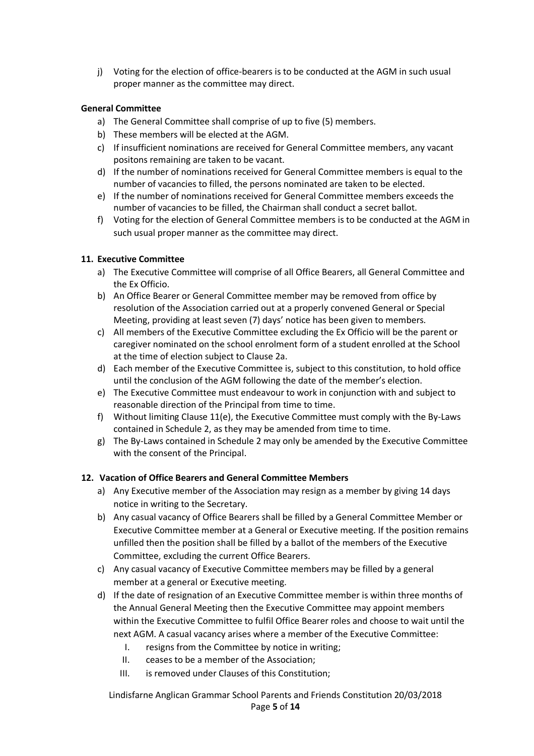j) Voting for the election of office-bearers is to be conducted at the AGM in such usual proper manner as the committee may direct.

**General Committee**

a) The General Committee shall comprise of up to five (5) members.
b) These members will be elected at the AGM.
c) If insufficient nominations are received for General Committee members, any vacant positons remaining are taken to be vacant.
d) If the number of nominations received for General Committee members is equal to the number of vacancies to filled, the persons nominated are taken to be elected.
e) If the number of nominations received for General Committee members exceeds the number of vacancies to be filled, the Chairman shall conduct a secret ballot.
f) Voting for the election of General Committee members is to be conducted at the AGM in such usual proper manner as the committee may direct.

**11. Executive Committee**

a) The Executive Committee will comprise of all Office Bearers, all General Committee and the Ex Officio.
b) An Office Bearer or General Committee member may be removed from office by resolution of the Association carried out at a properly convened General or Special Meeting, providing at least seven (7) days' notice has been given to members.
c) All members of the Executive Committee excluding the Ex Officio will be the parent or caregiver nominated on the school enrolment form of a student enrolled at the School at the time of election subject to Clause 2a.
d) Each member of the Executive Committee is, subject to this constitution, to hold office until the conclusion of the AGM following the date of the member's election.
e) The Executive Committee must endeavour to work in conjunction with and subject to reasonable direction of the Principal from time to time.
f) Without limiting Clause 11(e), the Executive Committee must comply with the By-Laws contained in Schedule 2, as they may be amended from time to time.
g) The By-Laws contained in Schedule 2 may only be amended by the Executive Committee with the consent of the Principal.

**12. Vacation of Office Bearers and General Committee Members**

a) Any Executive member of the Association may resign as a member by giving 14 days notice in writing to the Secretary.
b) Any casual vacancy of Office Bearers shall be filled by a General Committee Member or Executive Committee member at a General or Executive meeting. If the position remains unfilled then the position shall be filled by a ballot of the members of the Executive Committee, excluding the current Office Bearers.
c) Any casual vacancy of Executive Committee members may be filled by a general member at a general or Executive meeting.
d) If the date of resignation of an Executive Committee member is within three months of the Annual General Meeting then the Executive Committee may appoint members within the Executive Committee to fulfil Office Bearer roles and choose to wait until the next AGM. A casual vacancy arises where a member of the Executive Committee:
   I. resigns from the Committee by notice in writing;
   II. ceases to be a member of the Association;
   III. is removed under Clauses of this Constitution;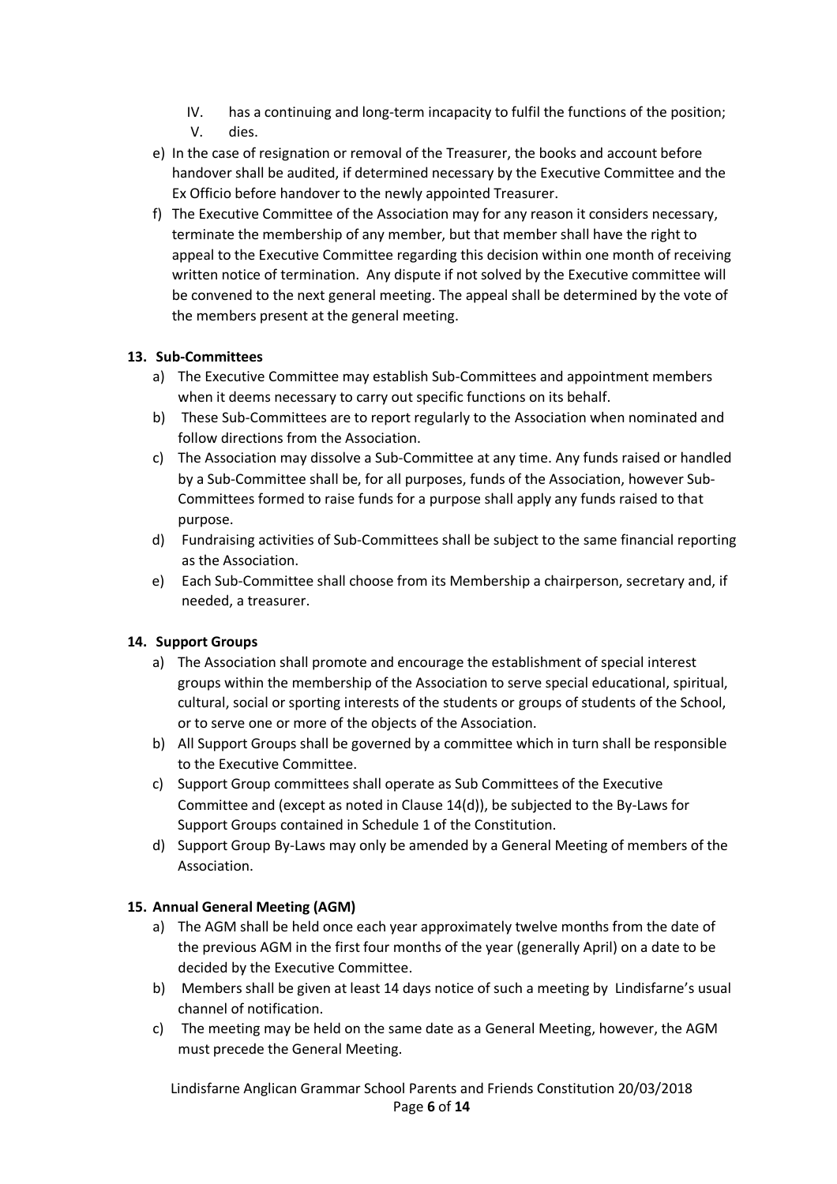IV. has a continuing and long-term incapacity to fulfil the functions of the position;
V. dies.

e) In the case of resignation or removal of the Treasurer, the books and account before handover shall be audited, if determined necessary by the Executive Committee and the Ex Officio before handover to the newly appointed Treasurer.
f) The Executive Committee of the Association may for any reason it considers necessary, terminate the membership of any member, but that member shall have the right to appeal to the Executive Committee regarding this decision within one month of receiving written notice of termination. Any dispute if not solved by the Executive committee will be convened to the next general meeting. The appeal shall be determined by the vote of the members present at the general meeting.

**13. Sub-Committees**

a) The Executive Committee may establish Sub-Committees and appointment members when it deems necessary to carry out specific functions on its behalf.
b) These Sub-Committees are to report regularly to the Association when nominated and follow directions from the Association.
c) The Association may dissolve a Sub-Committee at any time. Any funds raised or handled by a Sub-Committee shall be, for all purposes, funds of the Association, however Sub-Committees formed to raise funds for a purpose shall apply any funds raised to that purpose.
d) Fundraising activities of Sub-Committees shall be subject to the same financial reporting as the Association.
e) Each Sub-Committee shall choose from its Membership a chairperson, secretary and, if needed, a treasurer.

**14. Support Groups**

a) The Association shall promote and encourage the establishment of special interest groups within the membership of the Association to serve special educational, spiritual, cultural, social or sporting interests of the students or groups of students of the School, or to serve one or more of the objects of the Association.
b) All Support Groups shall be governed by a committee which in turn shall be responsible to the Executive Committee.
c) Support Group committees shall operate as Sub Committees of the Executive Committee and (except as noted in Clause 14(d)), be subjected to the By-Laws for Support Groups contained in Schedule 1 of the Constitution.
d) Support Group By-Laws may only be amended by a General Meeting of members of the Association.

**15. Annual General Meeting (AGM)**

a) The AGM shall be held once each year approximately twelve months from the date of the previous AGM in the first four months of the year (generally April) on a date to be decided by the Executive Committee.
b) Members shall be given at least 14 days notice of such a meeting by Lindisfarne's usual channel of notification.
c) The meeting may be held on the same date as a General Meeting, however, the AGM must precede the General Meeting.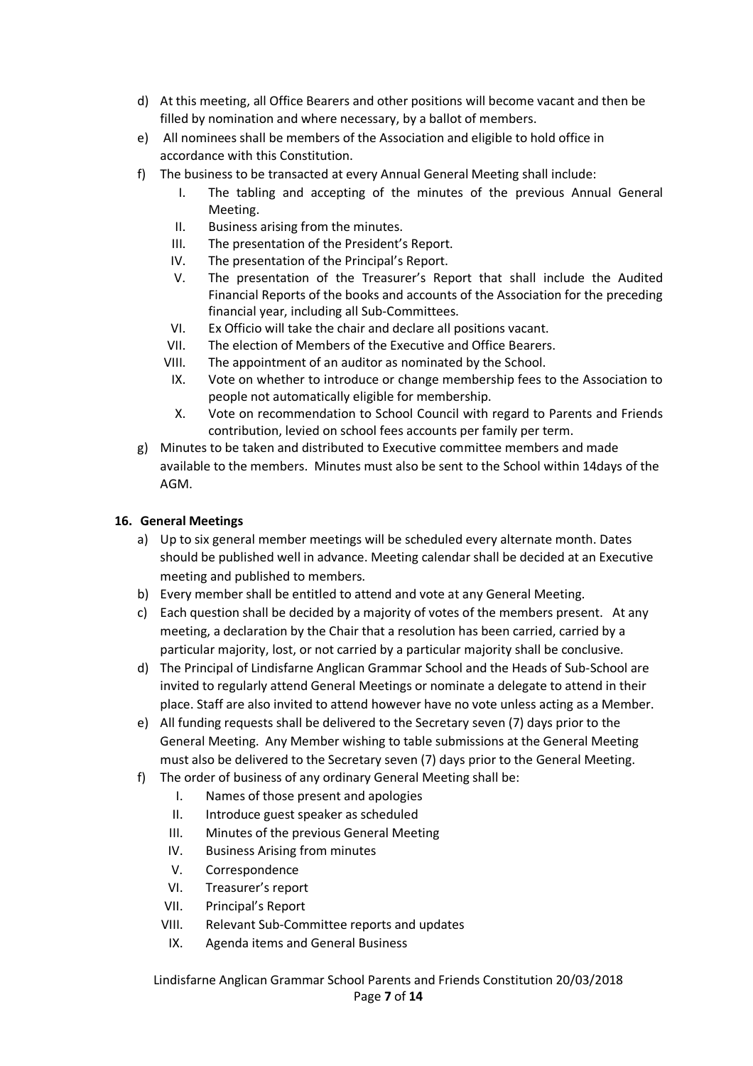d) At this meeting, all Office Bearers and other positions will become vacant and then be filled by nomination and where necessary, by a ballot of members.

e) All nominees shall be members of the Association and eligible to hold office in accordance with this Constitution.

f) The business to be transacted at every Annual General Meeting shall include:

   I. The tabling and accepting of the minutes of the previous Annual General Meeting.
   II. Business arising from the minutes.
   III. The presentation of the President's Report.
   IV. The presentation of the Principal's Report.
   V. The presentation of the Treasurer's Report that shall include the Audited Financial Reports of the books and accounts of the Association for the preceding financial year, including all Sub-Committees.
   VI. Ex Officio will take the chair and declare all positions vacant.
   VII. The election of Members of the Executive and Office Bearers.
   VIII. The appointment of an auditor as nominated by the School.
   IX. Vote on whether to introduce or change membership fees to the Association to people not automatically eligible for membership.
   X. Vote on recommendation to School Council with regard to Parents and Friends contribution, levied on school fees accounts per family per term.

g) Minutes to be taken and distributed to Executive committee members and made available to the members. Minutes must also be sent to the School within 14days of the AGM.

## 16. General Meetings

a) Up to six general member meetings will be scheduled every alternate month. Dates should be published well in advance. Meeting calendar shall be decided at an Executive meeting and published to members.

b) Every member shall be entitled to attend and vote at any General Meeting.

c) Each question shall be decided by a majority of votes of the members present. At any meeting, a declaration by the Chair that a resolution has been carried, carried by a particular majority, lost, or not carried by a particular majority shall be conclusive.

d) The Principal of Lindisfarne Anglican Grammar School and the Heads of Sub-School are invited to regularly attend General Meetings or nominate a delegate to attend in their place. Staff are also invited to attend however have no vote unless acting as a Member.

e) All funding requests shall be delivered to the Secretary seven (7) days prior to the General Meeting. Any Member wishing to table submissions at the General Meeting must also be delivered to the Secretary seven (7) days prior to the General Meeting.

f) The order of business of any ordinary General Meeting shall be:

   I. Names of those present and apologies
   II. Introduce guest speaker as scheduled
   III. Minutes of the previous General Meeting
   IV. Business Arising from minutes
   V. Correspondence
   VI. Treasurer's report
   VII. Principal's Report
   VIII. Relevant Sub-Committee reports and updates
   IX. Agenda items and General Business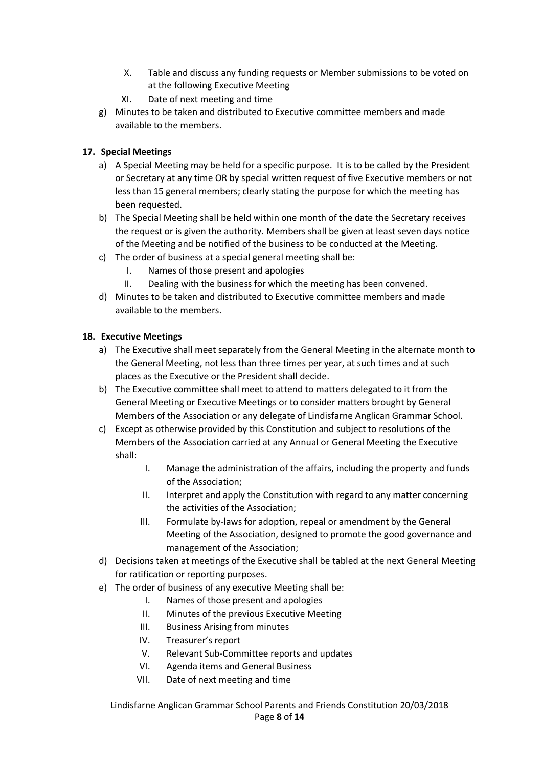X. Table and discuss any funding requests or Member submissions to be voted on at the following Executive Meeting
XI. Date of next meeting and time

g) Minutes to be taken and distributed to Executive committee members and made available to the members.

**17. Special Meetings**

a) A Special Meeting may be held for a specific purpose. It is to be called by the President or Secretary at any time OR by special written request of five Executive members or not less than 15 general members; clearly stating the purpose for which the meeting has been requested.

b) The Special Meeting shall be held within one month of the date the Secretary receives the request or is given the authority. Members shall be given at least seven days notice of the Meeting and be notified of the business to be conducted at the Meeting.

c) The order of business at a special general meeting shall be:

   I. Names of those present and apologies
   II. Dealing with the business for which the meeting has been convened.

d) Minutes to be taken and distributed to Executive committee members and made available to the members.

**18. Executive Meetings**

a) The Executive shall meet separately from the General Meeting in the alternate month to the General Meeting, not less than three times per year, at such times and at such places as the Executive or the President shall decide.

b) The Executive committee shall meet to attend to matters delegated to it from the General Meeting or Executive Meetings or to consider matters brought by General Members of the Association or any delegate of Lindisfarne Anglican Grammar School.

c) Except as otherwise provided by this Constitution and subject to resolutions of the Members of the Association carried at any Annual or General Meeting the Executive shall:

   I. Manage the administration of the affairs, including the property and funds of the Association;
   II. Interpret and apply the Constitution with regard to any matter concerning the activities of the Association;
   III. Formulate by-laws for adoption, repeal or amendment by the General Meeting of the Association, designed to promote the good governance and management of the Association;

d) Decisions taken at meetings of the Executive shall be tabled at the next General Meeting for ratification or reporting purposes.

e) The order of business of any executive Meeting shall be:

   I. Names of those present and apologies
   II. Minutes of the previous Executive Meeting
   III. Business Arising from minutes
   IV. Treasurer's report
   V. Relevant Sub-Committee reports and updates
   VI. Agenda items and General Business
   VII. Date of next meeting and time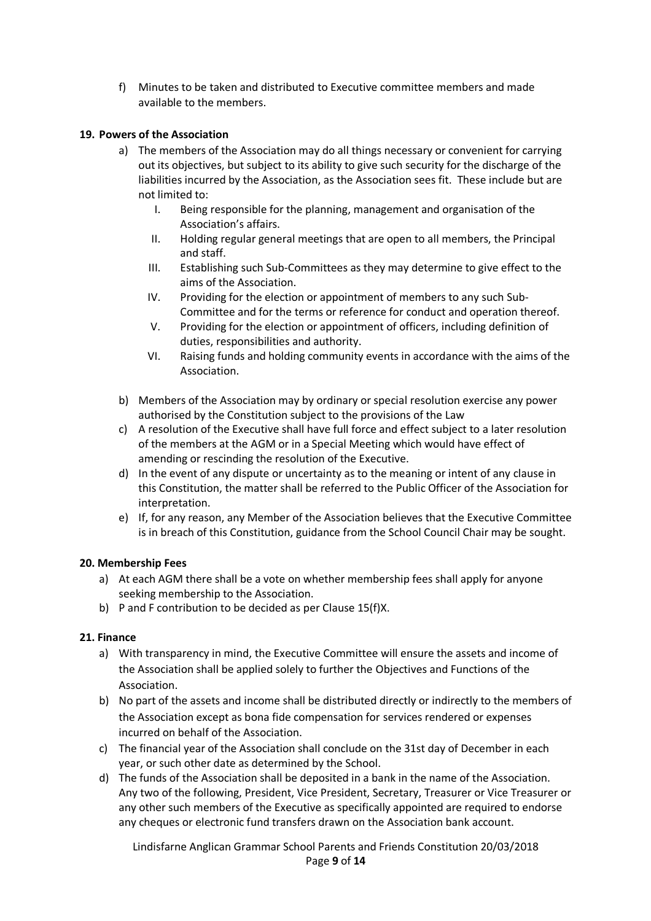f) Minutes to be taken and distributed to Executive committee members and made available to the members.

**19. Powers of the Association**

a) The members of the Association may do all things necessary or convenient for carrying out its objectives, but subject to its ability to give such security for the discharge of the liabilities incurred by the Association, as the Association sees fit. These include but are not limited to:

   I. Being responsible for the planning, management and organisation of the Association's affairs.
   II. Holding regular general meetings that are open to all members, the Principal and staff.
   III. Establishing such Sub-Committees as they may determine to give effect to the aims of the Association.
   IV. Providing for the election or appointment of members to any such Sub-Committee and for the terms or reference for conduct and operation thereof.
   V. Providing for the election or appointment of officers, including definition of duties, responsibilities and authority.
   VI. Raising funds and holding community events in accordance with the aims of the Association.

b) Members of the Association may by ordinary or special resolution exercise any power authorised by the Constitution subject to the provisions of the Law

c) A resolution of the Executive shall have full force and effect subject to a later resolution of the members at the AGM or in a Special Meeting which would have effect of amending or rescinding the resolution of the Executive.

d) In the event of any dispute or uncertainty as to the meaning or intent of any clause in this Constitution, the matter shall be referred to the Public Officer of the Association for interpretation.

e) If, for any reason, any Member of the Association believes that the Executive Committee is in breach of this Constitution, guidance from the School Council Chair may be sought.

**20. Membership Fees**

a) At each AGM there shall be a vote on whether membership fees shall apply for anyone seeking membership to the Association.

b) P and F contribution to be decided as per Clause 15(f)X.

**21. Finance**

a) With transparency in mind, the Executive Committee will ensure the assets and income of the Association shall be applied solely to further the Objectives and Functions of the Association.

b) No part of the assets and income shall be distributed directly or indirectly to the members of the Association except as bona fide compensation for services rendered or expenses incurred on behalf of the Association.

c) The financial year of the Association shall conclude on the 31st day of December in each year, or such other date as determined by the School.

d) The funds of the Association shall be deposited in a bank in the name of the Association. Any two of the following, President, Vice President, Secretary, Treasurer or Vice Treasurer or any other such members of the Executive as specifically appointed are required to endorse any cheques or electronic fund transfers drawn on the Association bank account.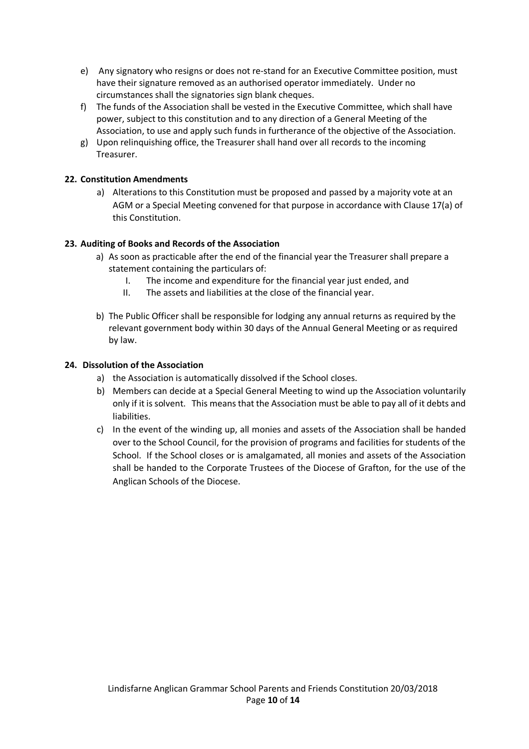e) Any signatory who resigns or does not re-stand for an Executive Committee position, must have their signature removed as an authorised operator immediately. Under no circumstances shall the signatories sign blank cheques.

f) The funds of the Association shall be vested in the Executive Committee, which shall have power, subject to this constitution and to any direction of a General Meeting of the Association, to use and apply such funds in furtherance of the objective of the Association.

g) Upon relinquishing office, the Treasurer shall hand over all records to the incoming Treasurer.

**22. Constitution Amendments**

a) Alterations to this Constitution must be proposed and passed by a majority vote at an AGM or a Special Meeting convened for that purpose in accordance with Clause 17(a) of this Constitution.

**23. Auditing of Books and Records of the Association**

a) As soon as practicable after the end of the financial year the Treasurer shall prepare a statement containing the particulars of:

   I. The income and expenditure for the financial year just ended, and

   II. The assets and liabilities at the close of the financial year.

b) The Public Officer shall be responsible for lodging any annual returns as required by the relevant government body within 30 days of the Annual General Meeting or as required by law.

**24. Dissolution of the Association**

a) the Association is automatically dissolved if the School closes.

b) Members can decide at a Special General Meeting to wind up the Association voluntarily only if it is solvent. This means that the Association must be able to pay all of it debts and liabilities.

c) In the event of the winding up, all monies and assets of the Association shall be handed over to the School Council, for the provision of programs and facilities for students of the School. If the School closes or is amalgamated, all monies and assets of the Association shall be handed to the Corporate Trustees of the Diocese of Grafton, for the use of the Anglican Schools of the Diocese.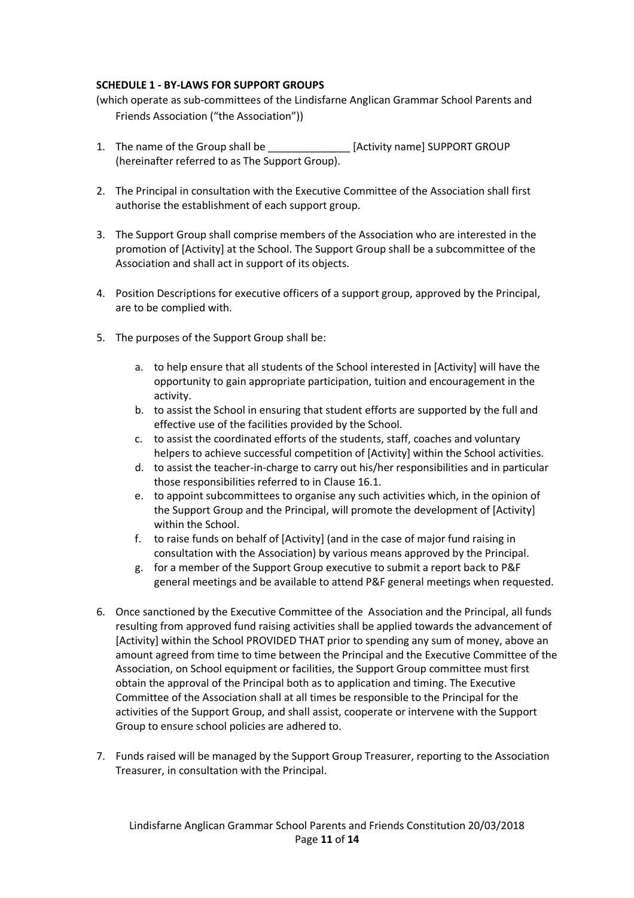**SCHEDULE 1 - BY-LAWS FOR SUPPORT GROUPS**

(which operate as sub-committees of the Lindisfarne Anglican Grammar School Parents and Friends Association ("the Association"))

1. The name of the Group shall be ______________ [Activity name] SUPPORT GROUP (hereinafter referred to as The Support Group).

2. The Principal in consultation with the Executive Committee of the Association shall first authorise the establishment of each support group.

3. The Support Group shall comprise members of the Association who are interested in the promotion of [Activity] at the School. The Support Group shall be a subcommittee of the Association and shall act in support of its objects.

4. Position Descriptions for executive officers of a support group, approved by the Principal, are to be complied with.

5. The purposes of the Support Group shall be:

   a. to help ensure that all students of the School interested in [Activity] will have the opportunity to gain appropriate participation, tuition and encouragement in the activity.
   b. to assist the School in ensuring that student efforts are supported by the full and effective use of the facilities provided by the School.
   c. to assist the coordinated efforts of the students, staff, coaches and voluntary helpers to achieve successful competition of [Activity] within the School activities.
   d. to assist the teacher-in-charge to carry out his/her responsibilities and in particular those responsibilities referred to in Clause 16.1.
   e. to appoint subcommittees to organise any such activities which, in the opinion of the Support Group and the Principal, will promote the development of [Activity] within the School.
   f. to raise funds on behalf of [Activity] (and in the case of major fund raising in consultation with the Association) by various means approved by the Principal.
   g. for a member of the Support Group executive to submit a report back to P&F general meetings and be available to attend P&F general meetings when requested.

6. Once sanctioned by the Executive Committee of the Association and the Principal, all funds resulting from approved fund raising activities shall be applied towards the advancement of [Activity] within the School PROVIDED THAT prior to spending any sum of money, above an amount agreed from time to time between the Principal and the Executive Committee of the Association, on School equipment or facilities, the Support Group committee must first obtain the approval of the Principal both as to application and timing. The Executive Committee of the Association shall at all times be responsible to the Principal for the activities of the Support Group, and shall assist, cooperate or intervene with the Support Group to ensure school policies are adhered to.

7. Funds raised will be managed by the Support Group Treasurer, reporting to the Association Treasurer, in consultation with the Principal.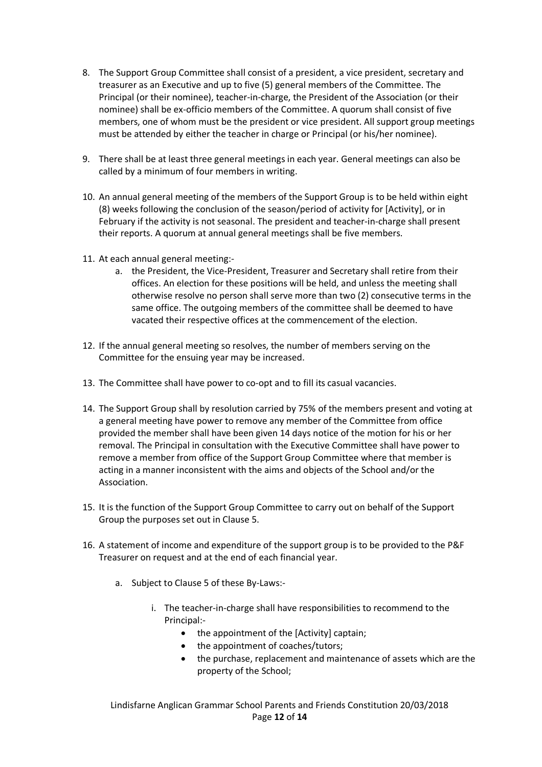8. The Support Group Committee shall consist of a president, a vice president, secretary and treasurer as an Executive and up to five (5) general members of the Committee. The Principal (or their nominee), teacher-in-charge, the President of the Association (or their nominee) shall be ex-officio members of the Committee. A quorum shall consist of five members, one of whom must be the president or vice president. All support group meetings must be attended by either the teacher in charge or Principal (or his/her nominee).

9. There shall be at least three general meetings in each year. General meetings can also be called by a minimum of four members in writing.

10. An annual general meeting of the members of the Support Group is to be held within eight (8) weeks following the conclusion of the season/period of activity for [Activity], or in February if the activity is not seasonal. The president and teacher-in-charge shall present their reports. A quorum at annual general meetings shall be five members.

11. At each annual general meeting:-
    a. the President, the Vice-President, Treasurer and Secretary shall retire from their offices. An election for these positions will be held, and unless the meeting shall otherwise resolve no person shall serve more than two (2) consecutive terms in the same office. The outgoing members of the committee shall be deemed to have vacated their respective offices at the commencement of the election.

12. If the annual general meeting so resolves, the number of members serving on the Committee for the ensuing year may be increased.

13. The Committee shall have power to co-opt and to fill its casual vacancies.

14. The Support Group shall by resolution carried by 75% of the members present and voting at a general meeting have power to remove any member of the Committee from office provided the member shall have been given 14 days notice of the motion for his or her removal. The Principal in consultation with the Executive Committee shall have power to remove a member from office of the Support Group Committee where that member is acting in a manner inconsistent with the aims and objects of the School and/or the Association.

15. It is the function of the Support Group Committee to carry out on behalf of the Support Group the purposes set out in Clause 5.

16. A statement of income and expenditure of the support group is to be provided to the P&F Treasurer on request and at the end of each financial year.

    a. Subject to Clause 5 of these By-Laws:-

        i. The teacher-in-charge shall have responsibilities to recommend to the Principal:-
            - the appointment of the [Activity] captain;
            - the appointment of coaches/tutors;
            - the purchase, replacement and maintenance of assets which are the property of the School;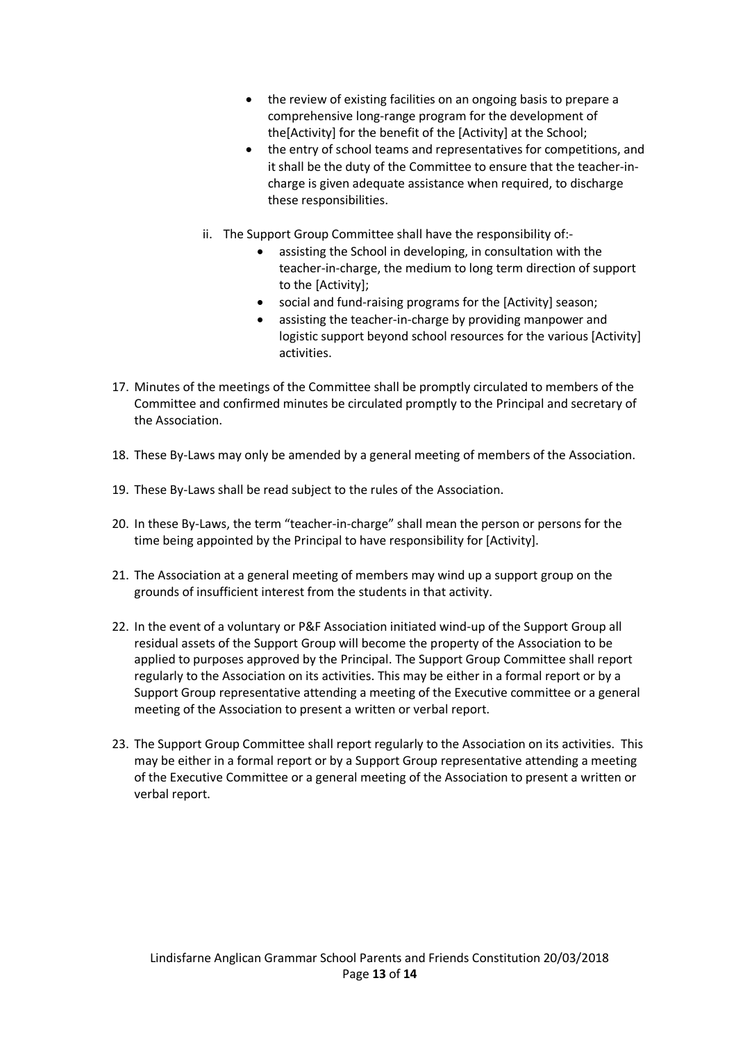- the review of existing facilities on an ongoing basis to prepare a comprehensive long-range program for the development of the[Activity] for the benefit of the [Activity] at the School;
- the entry of school teams and representatives for competitions, and it shall be the duty of the Committee to ensure that the teacher-in-charge is given adequate assistance when required, to discharge these responsibilities.

ii. The Support Group Committee shall have the responsibility of:-

- assisting the School in developing, in consultation with the teacher-in-charge, the medium to long term direction of support to the [Activity];
- social and fund-raising programs for the [Activity] season;
- assisting the teacher-in-charge by providing manpower and logistic support beyond school resources for the various [Activity] activities.

17. Minutes of the meetings of the Committee shall be promptly circulated to members of the Committee and confirmed minutes be circulated promptly to the Principal and secretary of the Association.

18. These By-Laws may only be amended by a general meeting of members of the Association.

19. These By-Laws shall be read subject to the rules of the Association.

20. In these By-Laws, the term "teacher-in-charge" shall mean the person or persons for the time being appointed by the Principal to have responsibility for [Activity].

21. The Association at a general meeting of members may wind up a support group on the grounds of insufficient interest from the students in that activity.

22. In the event of a voluntary or P&F Association initiated wind-up of the Support Group all residual assets of the Support Group will become the property of the Association to be applied to purposes approved by the Principal. The Support Group Committee shall report regularly to the Association on its activities. This may be either in a formal report or by a Support Group representative attending a meeting of the Executive committee or a general meeting of the Association to present a written or verbal report.

23. The Support Group Committee shall report regularly to the Association on its activities. This may be either in a formal report or by a Support Group representative attending a meeting of the Executive Committee or a general meeting of the Association to present a written or verbal report.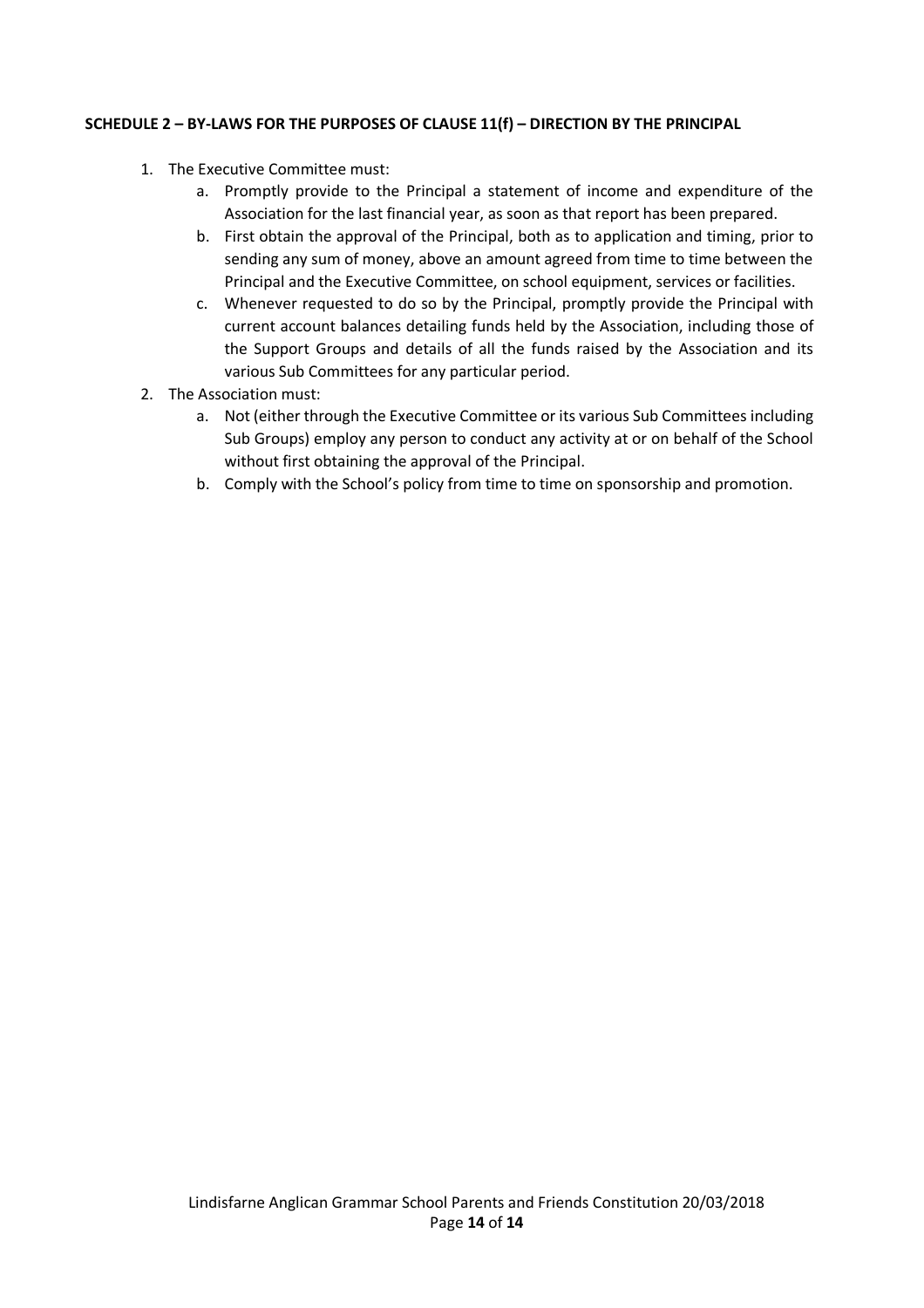**SCHEDULE 2 – BY-LAWS FOR THE PURPOSES OF CLAUSE 11(f) – DIRECTION BY THE PRINCIPAL**

1. The Executive Committee must:
   a. Promptly provide to the Principal a statement of income and expenditure of the Association for the last financial year, as soon as that report has been prepared.
   b. First obtain the approval of the Principal, both as to application and timing, prior to sending any sum of money, above an amount agreed from time to time between the Principal and the Executive Committee, on school equipment, services or facilities.
   c. Whenever requested to do so by the Principal, promptly provide the Principal with current account balances detailing funds held by the Association, including those of the Support Groups and details of all the funds raised by the Association and its various Sub Committees for any particular period.
2. The Association must:
   a. Not (either through the Executive Committee or its various Sub Committees including Sub Groups) employ any person to conduct any activity at or on behalf of the School without first obtaining the approval of the Principal.
   b. Comply with the School's policy from time to time on sponsorship and promotion.